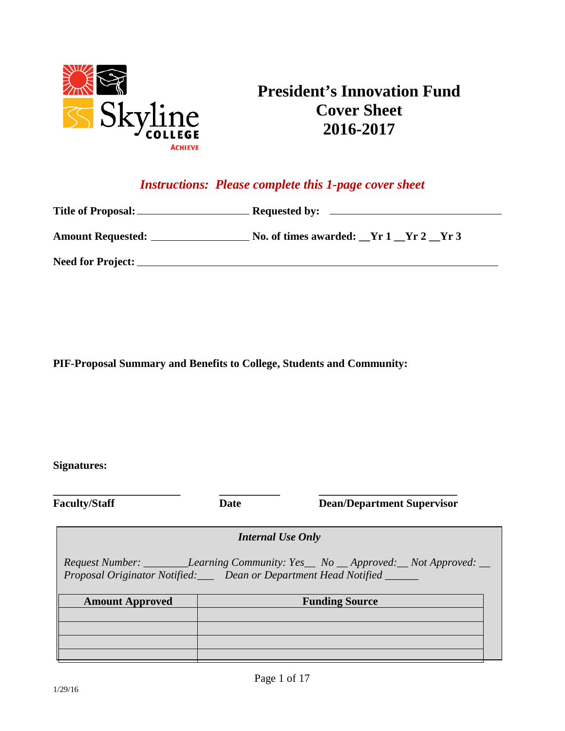# President's Innovation Fund Cover Sheet 2016-2017

*Instructions: Please complete this 1-page cover sheet*

**Title of Proposal:** ____________________ **Requested by:** ______________________________

**Amount Requested:** __________________ **No. of times awarded: __Yr 1 __Yr 2 __Yr 3**

**Need for Project:** ______________________________________________________________

**PIF-Proposal Summary and Benefits to College, Students and Community:**

**Signatures:**

______________________ ___________ _________________________

**Faculty/Staff** **Date** **Dean/Department Supervisor**

*Internal Use Only*

*Request Number: ________Learning Community: Yes__ No __ Approved:__ Not Approved: __*
*Proposal Originator Notified:___ Dean or Department Head Notified ______*

| Amount Approved | Funding Source |
|---|---|
| | |
| | |
| | |
| | |

1/29/16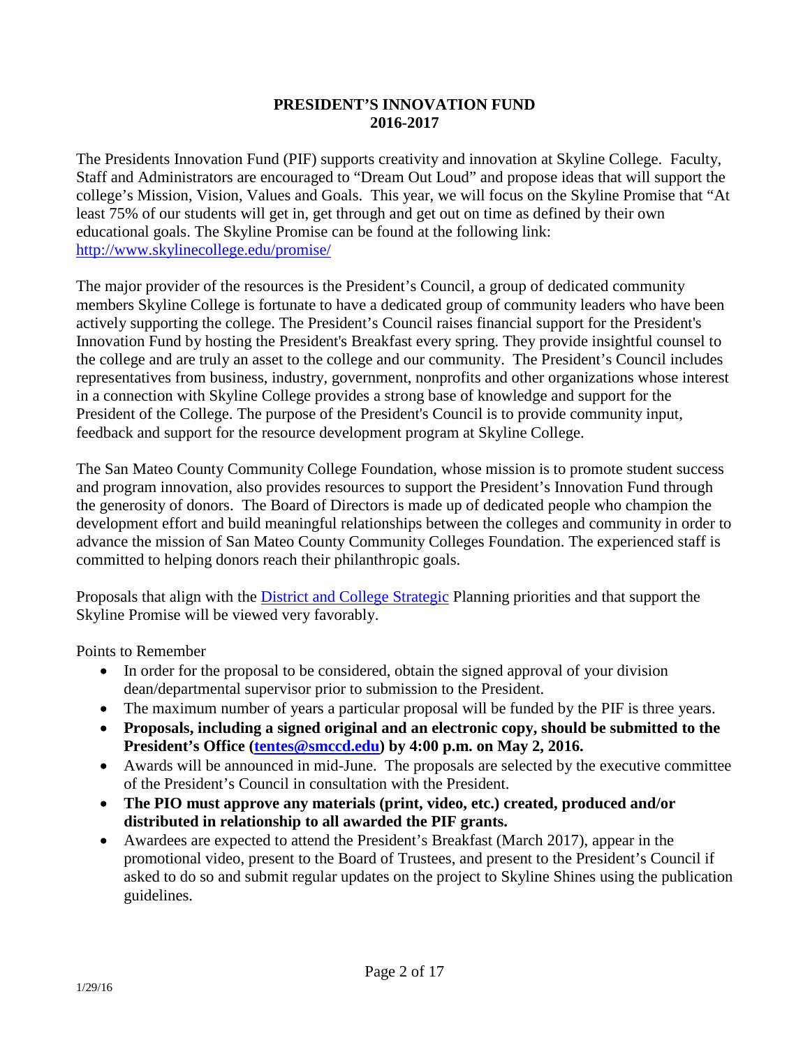# PRESIDENT'S INNOVATION FUND 2016-2017

The Presidents Innovation Fund (PIF) supports creativity and innovation at Skyline College. Faculty, Staff and Administrators are encouraged to "Dream Out Loud" and propose ideas that will support the college's Mission, Vision, Values and Goals. This year, we will focus on the Skyline Promise that "At least 75% of our students will get in, get through and get out on time as defined by their own educational goals. The Skyline Promise can be found at the following link: [http://www.skylinecollege.edu/promise/](http://www.skylinecollege.edu/promise/)

The major provider of the resources is the President's Council, a group of dedicated community members Skyline College is fortunate to have a dedicated group of community leaders who have been actively supporting the college. The President's Council raises financial support for the President's Innovation Fund by hosting the President's Breakfast every spring. They provide insightful counsel to the college and are truly an asset to the college and our community. The President's Council includes representatives from business, industry, government, nonprofits and other organizations whose interest in a connection with Skyline College provides a strong base of knowledge and support for the President of the College. The purpose of the President's Council is to provide community input, feedback and support for the resource development program at Skyline College.

The San Mateo County Community College Foundation, whose mission is to promote student success and program innovation, also provides resources to support the President's Innovation Fund through the generosity of donors. The Board of Directors is made up of dedicated people who champion the development effort and build meaningful relationships between the colleges and community in order to advance the mission of San Mateo County Community Colleges Foundation. The experienced staff is committed to helping donors reach their philanthropic goals.

Proposals that align with the District and College Strategic Planning priorities and that support the Skyline Promise will be viewed very favorably.

Points to Remember

- In order for the proposal to be considered, obtain the signed approval of your division dean/departmental supervisor prior to submission to the President.
- The maximum number of years a particular proposal will be funded by the PIF is three years.
- **Proposals, including a signed original and an electronic copy, should be submitted to the President's Office (tentes@smccd.edu) by 4:00 p.m. on May 2, 2016.**
- Awards will be announced in mid-June. The proposals are selected by the executive committee of the President's Council in consultation with the President.
- **The PIO must approve any materials (print, video, etc.) created, produced and/or distributed in relationship to all awarded the PIF grants.**
- Awardees are expected to attend the President's Breakfast (March 2017), appear in the promotional video, present to the Board of Trustees, and present to the President's Council if asked to do so and submit regular updates on the project to Skyline Shines using the publication guidelines.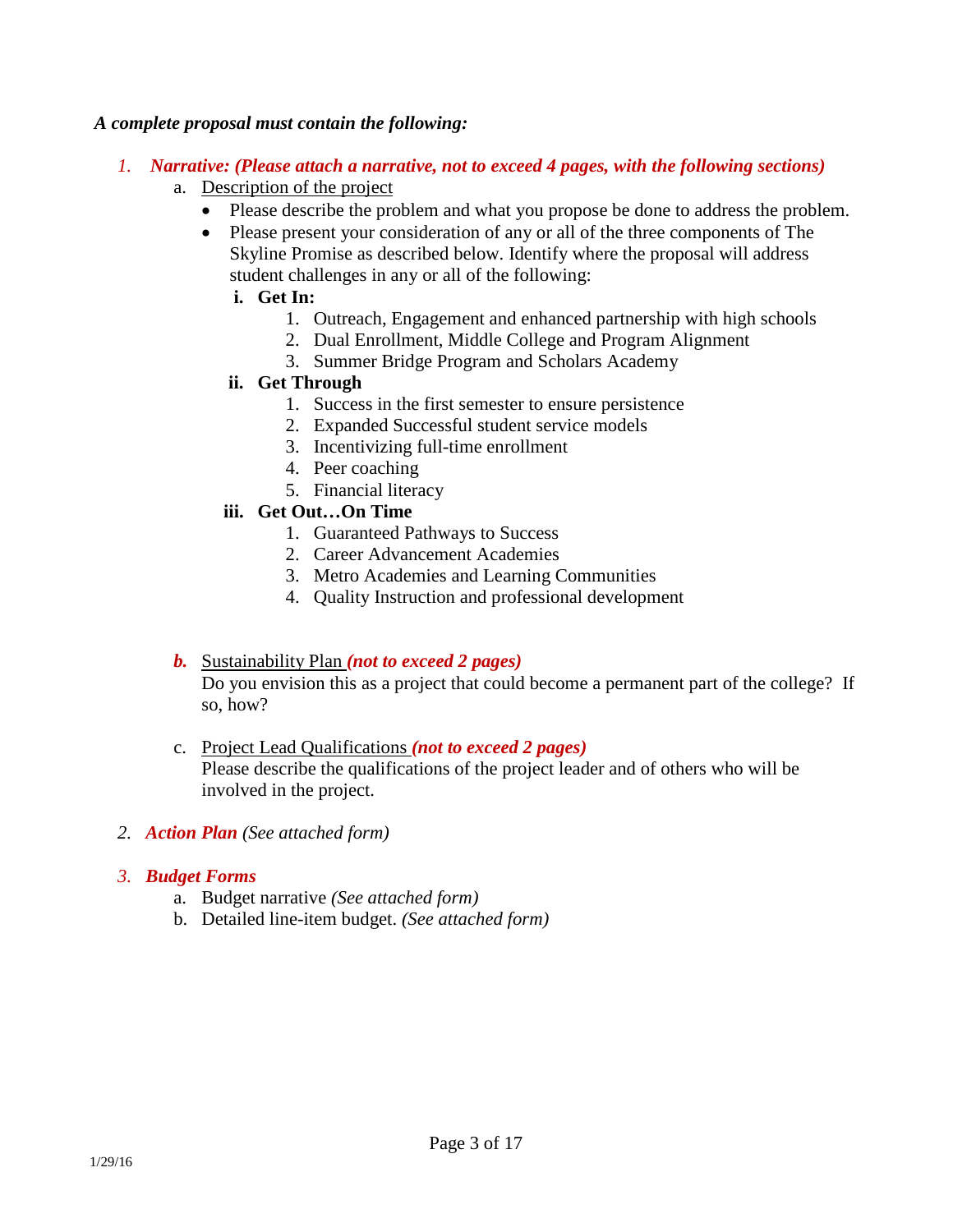***A complete proposal must contain the following:***

1. ***Narrative: (Please attach a narrative, not to exceed 4 pages, with the following sections)***
    a. Description of the project
        - Please describe the problem and what you propose be done to address the problem.
        - Please present your consideration of any or all of the three components of The Skyline Promise as described below. Identify where the proposal will address student challenges in any or all of the following:
            i. **Get In:**
                1. Outreach, Engagement and enhanced partnership with high schools
                2. Dual Enrollment, Middle College and Program Alignment
                3. Summer Bridge Program and Scholars Academy
            ii. **Get Through**
                1. Success in the first semester to ensure persistence
                2. Expanded Successful student service models
                3. Incentivizing full-time enrollment
                4. Peer coaching
                5. Financial literacy
            iii. **Get Out…On Time**
                1. Guaranteed Pathways to Success
                2. Career Advancement Academies
                3. Metro Academies and Learning Communities
                4. Quality Instruction and professional development

    ***b.*** Sustainability Plan ***(not to exceed 2 pages)***
    Do you envision this as a project that could become a permanent part of the college? If so, how?

    c. Project Lead Qualifications ***(not to exceed 2 pages)***
    Please describe the qualifications of the project leader and of others who will be involved in the project.

2. ***Action Plan*** *(See attached form)*

3. ***Budget Forms***
    a. Budget narrative *(See attached form)*
    b. Detailed line-item budget. *(See attached form)*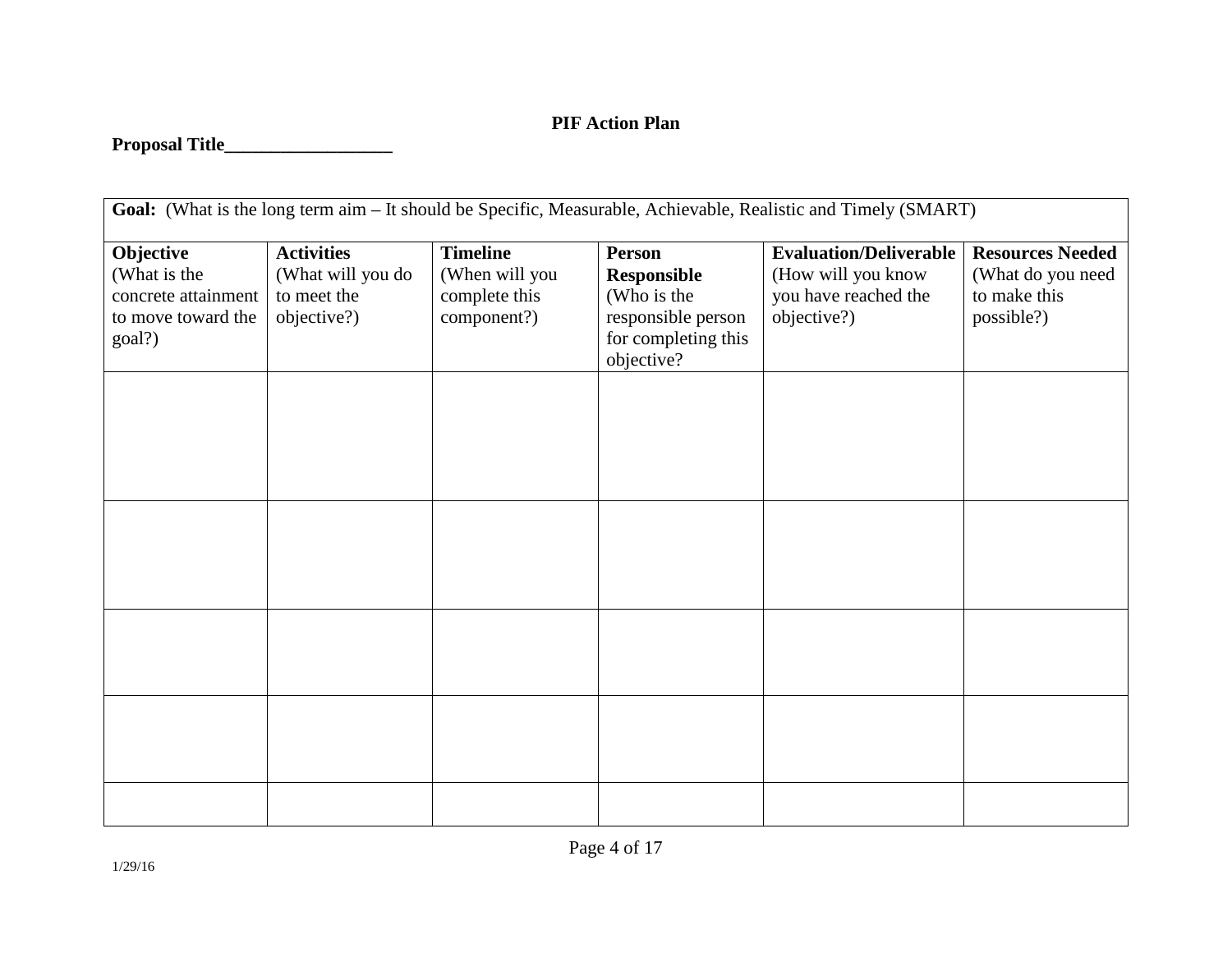**PIF Action Plan**

**Proposal Title__________________**

| **Goal:** (What is the long term aim – It should be Specific, Measurable, Achievable, Realistic and Timely (SMART) | | | | | |
|---|---|---|---|---|---|
| **Objective** (What is the concrete attainment to move toward the goal?) | **Activities** (What will you do to meet the objective?) | **Timeline** (When will you complete this component?) | **Person Responsible** (Who is the responsible person for completing this objective? | **Evaluation/Deliverable** (How will you know you have reached the objective?) | **Resources Needed** (What do you need to make this possible?) |
| | | | | | |
| | | | | | |
| | | | | | |
| | | | | | |
| | | | | | |

1/29/16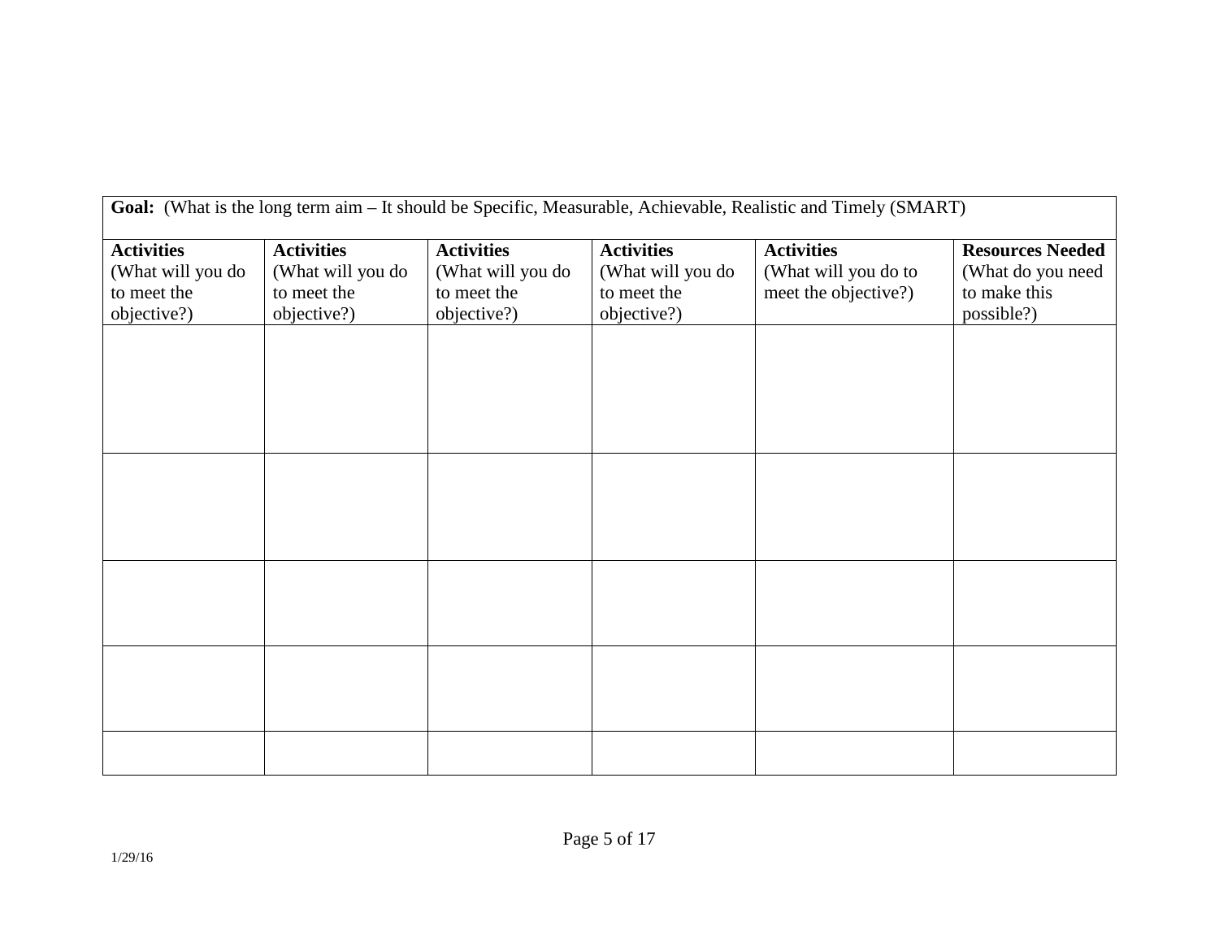| **Goal:** (What is the long term aim – It should be Specific, Measurable, Achievable, Realistic and Timely (SMART) | | | | | |
|---|---|---|---|---|---|
| **Activities** (What will you do to meet the objective?) | **Activities** (What will you do to meet the objective?) | **Activities** (What will you do to meet the objective?) | **Activities** (What will you do to meet the objective?) | **Activities** (What will you do to meet the objective?) | **Resources Needed** (What do you need to make this possible?) |
| | | | | | |
| | | | | | |
| | | | | | |
| | | | | | |
| | | | | | |

1/29/16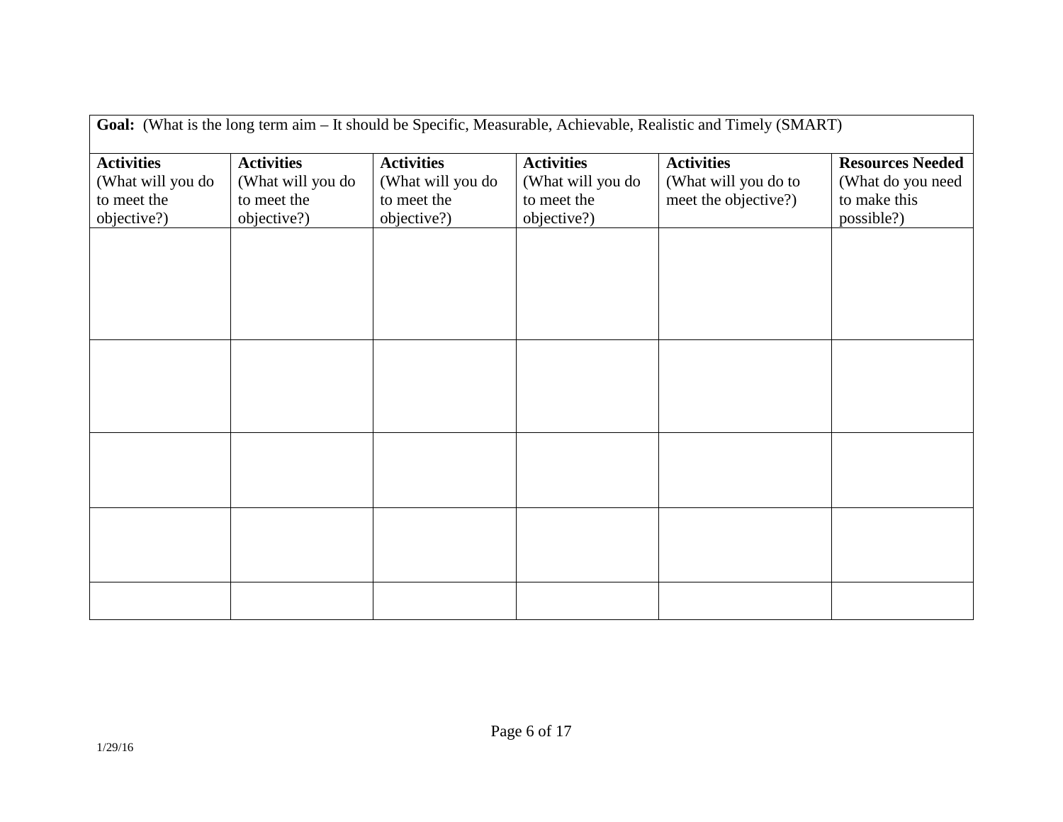| **Goal:** (What is the long term aim – It should be Specific, Measurable, Achievable, Realistic and Timely (SMART) | | | | | |
|---|---|---|---|---|---|
| **Activities** (What will you do to meet the objective?) | **Activities** (What will you do to meet the objective?) | **Activities** (What will you do to meet the objective?) | **Activities** (What will you do to meet the objective?) | **Activities** (What will you do to meet the objective?) | **Resources Needed** (What do you need to make this possible?) |
| | | | | | |
| | | | | | |
| | | | | | |
| | | | | | |
| | | | | | |

1/29/16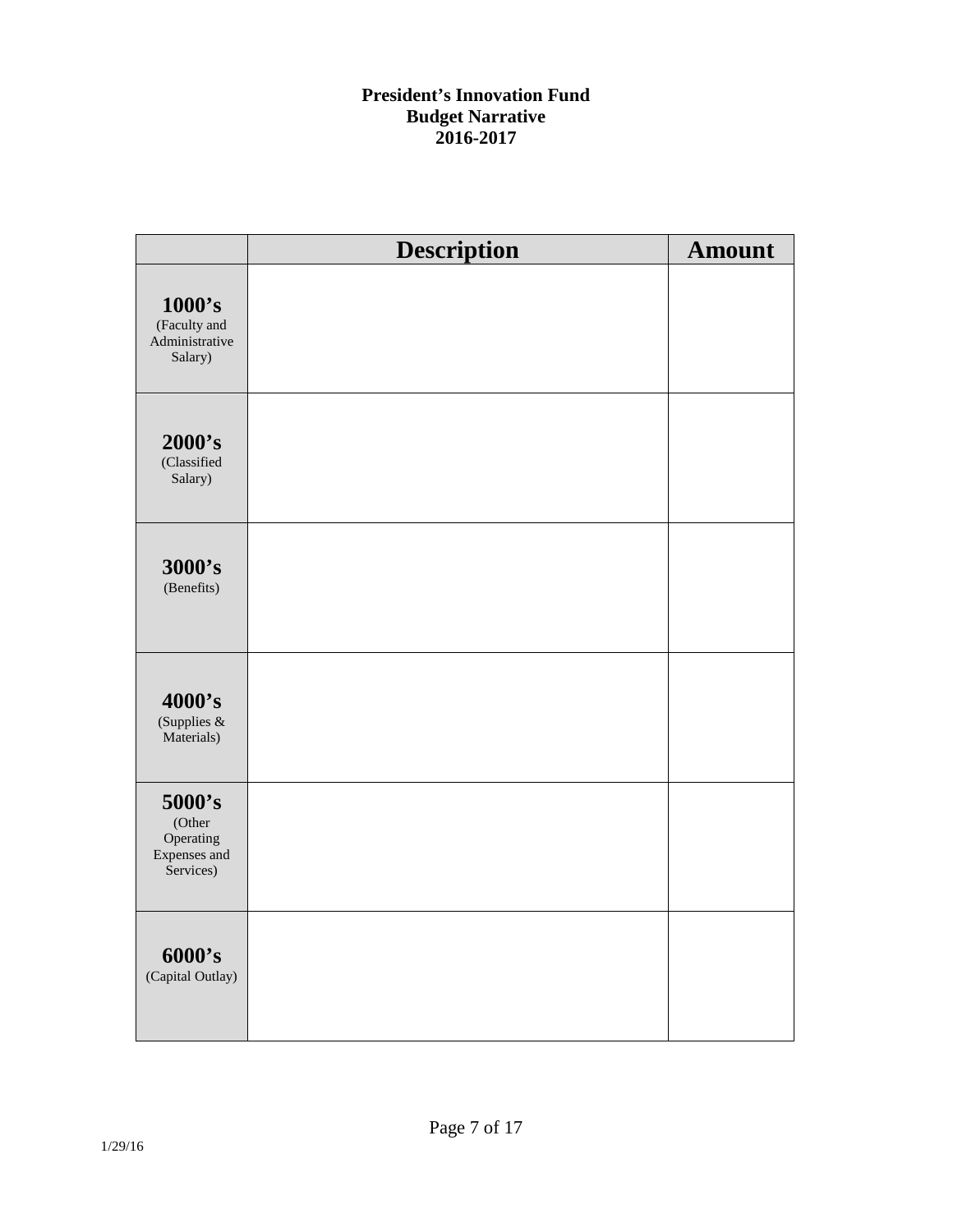**President's Innovation Fund**
**Budget Narrative**
**2016-2017**

| | Description | Amount |
|---|---|---|
| **1000's** (Faculty and Administrative Salary) | | |
| **2000's** (Classified Salary) | | |
| **3000's** (Benefits) | | |
| **4000's** (Supplies & Materials) | | |
| **5000's** (Other Operating Expenses and Services) | | |
| **6000's** (Capital Outlay) | | |

1/29/16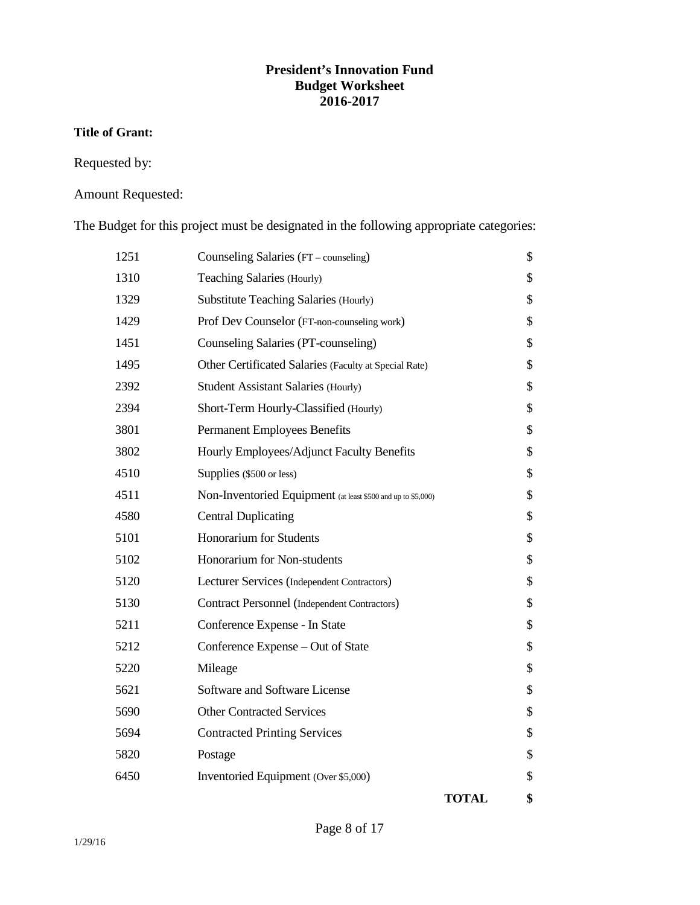**President's Innovation Fund**
**Budget Worksheet**
**2016-2017**

**Title of Grant:**

Requested by:

Amount Requested:

The Budget for this project must be designated in the following appropriate categories:

| | | |
|---|---|---|
| 1251 | Counseling Salaries (FT – counseling) | $ |
| 1310 | Teaching Salaries (Hourly) | $ |
| 1329 | Substitute Teaching Salaries (Hourly) | $ |
| 1429 | Prof Dev Counselor (FT-non-counseling work) | $ |
| 1451 | Counseling Salaries (PT-counseling) | $ |
| 1495 | Other Certificated Salaries (Faculty at Special Rate) | $ |
| 2392 | Student Assistant Salaries (Hourly) | $ |
| 2394 | Short-Term Hourly-Classified (Hourly) | $ |
| 3801 | Permanent Employees Benefits | $ |
| 3802 | Hourly Employees/Adjunct Faculty Benefits | $ |
| 4510 | Supplies ($500 or less) | $ |
| 4511 | Non-Inventoried Equipment (at least $500 and up to $5,000) | $ |
| 4580 | Central Duplicating | $ |
| 5101 | Honorarium for Students | $ |
| 5102 | Honorarium for Non-students | $ |
| 5120 | Lecturer Services (Independent Contractors) | $ |
| 5130 | Contract Personnel (Independent Contractors) | $ |
| 5211 | Conference Expense - In State | $ |
| 5212 | Conference Expense – Out of State | $ |
| 5220 | Mileage | $ |
| 5621 | Software and Software License | $ |
| 5690 | Other Contracted Services | $ |
| 5694 | Contracted Printing Services | $ |
| 5820 | Postage | $ |
| 6450 | Inventoried Equipment (Over $5,000) | $ |
| | **TOTAL** | **$** |

1/29/16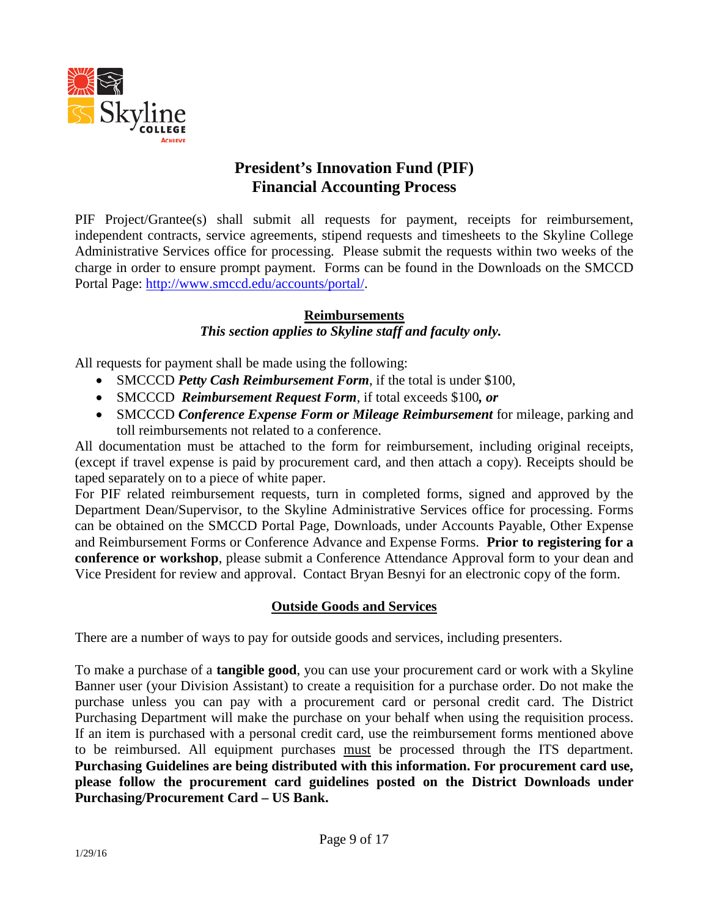# President's Innovation Fund (PIF)
# Financial Accounting Process

PIF Project/Grantee(s) shall submit all requests for payment, receipts for reimbursement, independent contracts, service agreements, stipend requests and timesheets to the Skyline College Administrative Services office for processing. Please submit the requests within two weeks of the charge in order to ensure prompt payment. Forms can be found in the Downloads on the SMCCD Portal Page: http://www.smccd.edu/accounts/portal/.

## Reimbursements

***This section applies to Skyline staff and faculty only.***

All requests for payment shall be made using the following:

- SMCCCD ***Petty Cash Reimbursement Form***, if the total is under $100,
- SMCCCD ***Reimbursement Request Form***, if total exceeds $100***, or***
- SMCCCD ***Conference Expense Form or Mileage Reimbursement*** for mileage, parking and toll reimbursements not related to a conference.

All documentation must be attached to the form for reimbursement, including original receipts, (except if travel expense is paid by procurement card, and then attach a copy). Receipts should be taped separately on to a piece of white paper.

For PIF related reimbursement requests, turn in completed forms, signed and approved by the Department Dean/Supervisor, to the Skyline Administrative Services office for processing. Forms can be obtained on the SMCCD Portal Page, Downloads, under Accounts Payable, Other Expense and Reimbursement Forms or Conference Advance and Expense Forms. **Prior to registering for a conference or workshop**, please submit a Conference Attendance Approval form to your dean and Vice President for review and approval. Contact Bryan Besnyi for an electronic copy of the form.

## Outside Goods and Services

There are a number of ways to pay for outside goods and services, including presenters.

To make a purchase of a **tangible good**, you can use your procurement card or work with a Skyline Banner user (your Division Assistant) to create a requisition for a purchase order. Do not make the purchase unless you can pay with a procurement card or personal credit card. The District Purchasing Department will make the purchase on your behalf when using the requisition process. If an item is purchased with a personal credit card, use the reimbursement forms mentioned above to be reimbursed. All equipment purchases <u>must</u> be processed through the ITS department. **Purchasing Guidelines are being distributed with this information. For procurement card use, please follow the procurement card guidelines posted on the District Downloads under Purchasing/Procurement Card – US Bank.**

1/29/16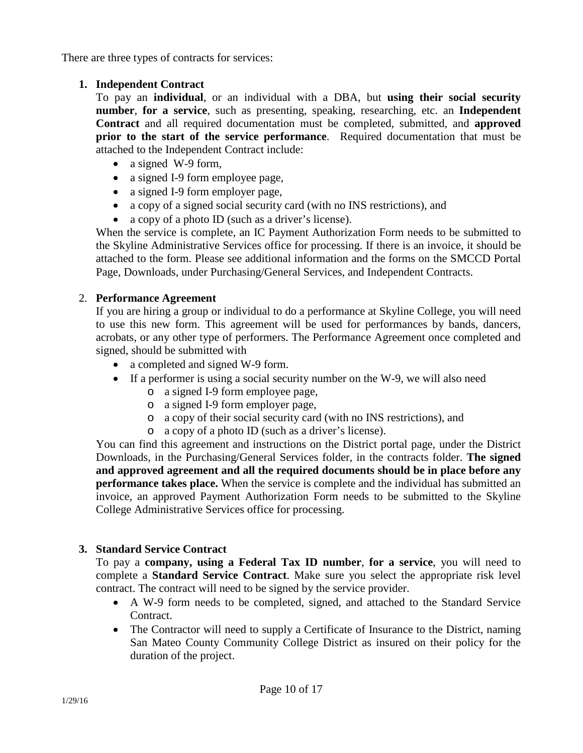There are three types of contracts for services:

1. **Independent Contract**

   To pay an **individual**, or an individual with a DBA, but **using their social security number**, **for a service**, such as presenting, speaking, researching, etc. an **Independent Contract** and all required documentation must be completed, submitted, and **approved prior to the start of the service performance**. Required documentation that must be attached to the Independent Contract include:

   - a signed W-9 form,
   - a signed I-9 form employee page,
   - a signed I-9 form employer page,
   - a copy of a signed social security card (with no INS restrictions), and
   - a copy of a photo ID (such as a driver's license).

   When the service is complete, an IC Payment Authorization Form needs to be submitted to the Skyline Administrative Services office for processing. If there is an invoice, it should be attached to the form. Please see additional information and the forms on the SMCCD Portal Page, Downloads, under Purchasing/General Services, and Independent Contracts.

2. **Performance Agreement**

   If you are hiring a group or individual to do a performance at Skyline College, you will need to use this new form. This agreement will be used for performances by bands, dancers, acrobats, or any other type of performers. The Performance Agreement once completed and signed, should be submitted with

   - a completed and signed W-9 form.
   - If a performer is using a social security number on the W-9, we will also need
     - a signed I-9 form employee page,
     - a signed I-9 form employer page,
     - a copy of their social security card (with no INS restrictions), and
     - a copy of a photo ID (such as a driver's license).

   You can find this agreement and instructions on the District portal page, under the District Downloads, in the Purchasing/General Services folder, in the contracts folder. **The signed and approved agreement and all the required documents should be in place before any performance takes place.** When the service is complete and the individual has submitted an invoice, an approved Payment Authorization Form needs to be submitted to the Skyline College Administrative Services office for processing.

3. **Standard Service Contract**

   To pay a **company, using a Federal Tax ID number**, **for a service**, you will need to complete a **Standard Service Contract**. Make sure you select the appropriate risk level contract. The contract will need to be signed by the service provider.

   - A W-9 form needs to be completed, signed, and attached to the Standard Service Contract.
   - The Contractor will need to supply a Certificate of Insurance to the District, naming San Mateo County Community College District as insured on their policy for the duration of the project.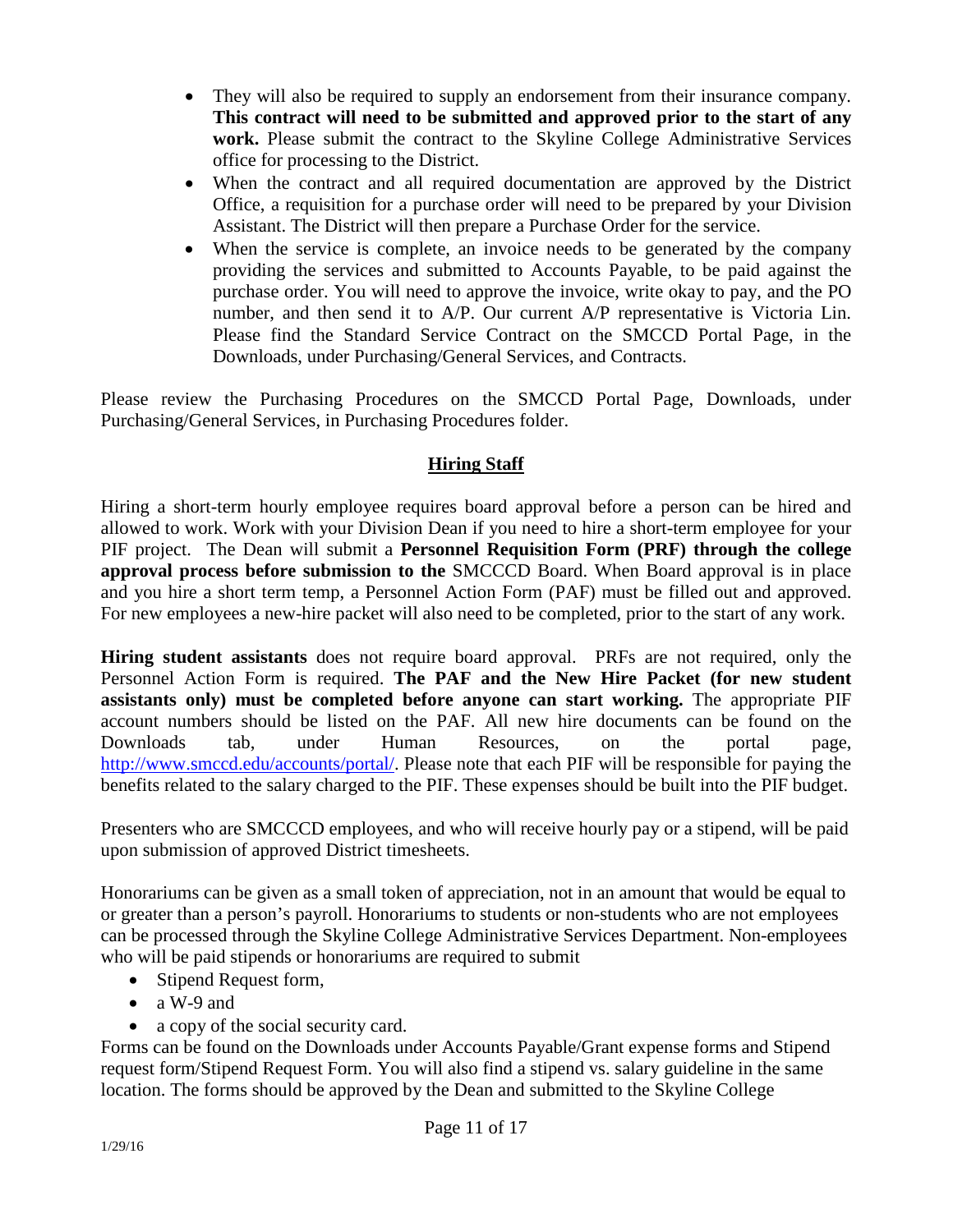- They will also be required to supply an endorsement from their insurance company. **This contract will need to be submitted and approved prior to the start of any work.** Please submit the contract to the Skyline College Administrative Services office for processing to the District.
- When the contract and all required documentation are approved by the District Office, a requisition for a purchase order will need to be prepared by your Division Assistant. The District will then prepare a Purchase Order for the service.
- When the service is complete, an invoice needs to be generated by the company providing the services and submitted to Accounts Payable, to be paid against the purchase order. You will need to approve the invoice, write okay to pay, and the PO number, and then send it to A/P. Our current A/P representative is Victoria Lin. Please find the Standard Service Contract on the SMCCD Portal Page, in the Downloads, under Purchasing/General Services, and Contracts.

Please review the Purchasing Procedures on the SMCCD Portal Page, Downloads, under Purchasing/General Services, in Purchasing Procedures folder.

## Hiring Staff

Hiring a short-term hourly employee requires board approval before a person can be hired and allowed to work. Work with your Division Dean if you need to hire a short-term employee for your PIF project. The Dean will submit a **Personnel Requisition Form (PRF) through the college approval process before submission to the** SMCCCD Board. When Board approval is in place and you hire a short term temp, a Personnel Action Form (PAF) must be filled out and approved. For new employees a new-hire packet will also need to be completed, prior to the start of any work.

**Hiring student assistants** does not require board approval. PRFs are not required, only the Personnel Action Form is required. **The PAF and the New Hire Packet (for new student assistants only) must be completed before anyone can start working.** The appropriate PIF account numbers should be listed on the PAF. All new hire documents can be found on the Downloads tab, under Human Resources, on the portal page, http://www.smccd.edu/accounts/portal/. Please note that each PIF will be responsible for paying the benefits related to the salary charged to the PIF. These expenses should be built into the PIF budget.

Presenters who are SMCCCD employees, and who will receive hourly pay or a stipend, will be paid upon submission of approved District timesheets.

Honorariums can be given as a small token of appreciation, not in an amount that would be equal to or greater than a person's payroll. Honorariums to students or non-students who are not employees can be processed through the Skyline College Administrative Services Department. Non-employees who will be paid stipends or honorariums are required to submit

- Stipend Request form,
- a W-9 and
- a copy of the social security card.

Forms can be found on the Downloads under Accounts Payable/Grant expense forms and Stipend request form/Stipend Request Form. You will also find a stipend vs. salary guideline in the same location. The forms should be approved by the Dean and submitted to the Skyline College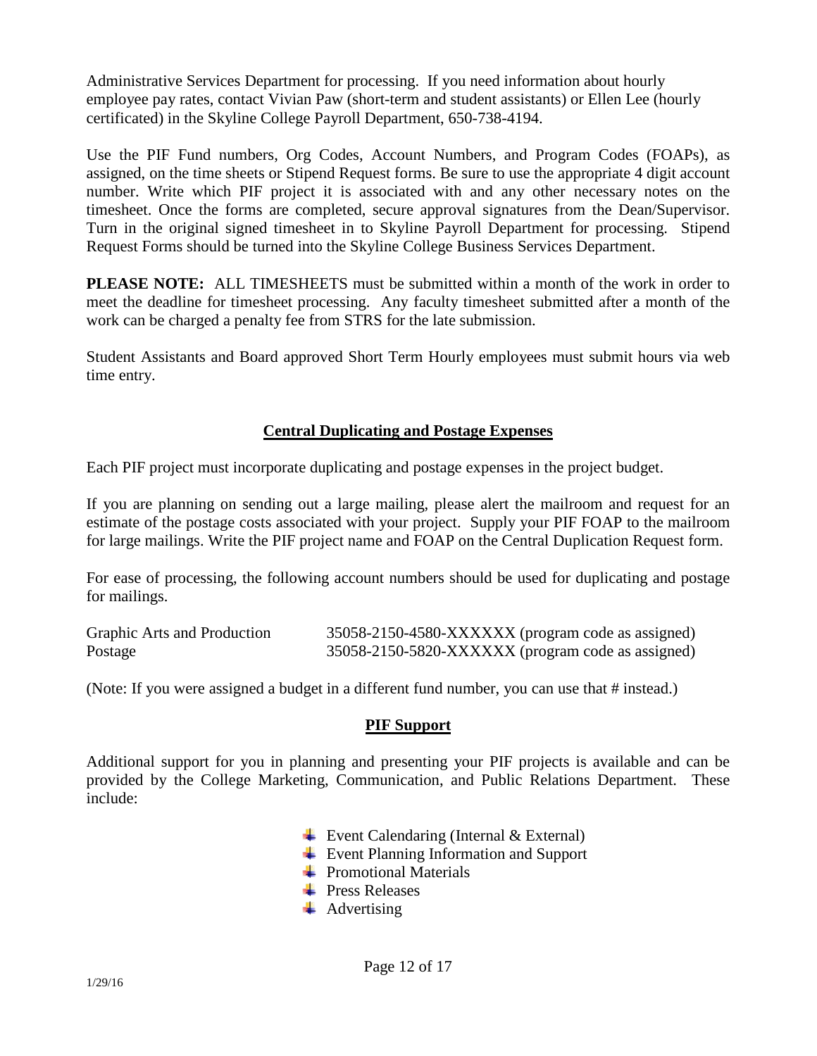Administrative Services Department for processing. If you need information about hourly employee pay rates, contact Vivian Paw (short-term and student assistants) or Ellen Lee (hourly certificated) in the Skyline College Payroll Department, 650-738-4194.

Use the PIF Fund numbers, Org Codes, Account Numbers, and Program Codes (FOAPs), as assigned, on the time sheets or Stipend Request forms. Be sure to use the appropriate 4 digit account number. Write which PIF project it is associated with and any other necessary notes on the timesheet. Once the forms are completed, secure approval signatures from the Dean/Supervisor. Turn in the original signed timesheet in to Skyline Payroll Department for processing. Stipend Request Forms should be turned into the Skyline College Business Services Department.

**PLEASE NOTE:** ALL TIMESHEETS must be submitted within a month of the work in order to meet the deadline for timesheet processing. Any faculty timesheet submitted after a month of the work can be charged a penalty fee from STRS for the late submission.

Student Assistants and Board approved Short Term Hourly employees must submit hours via web time entry.

## Central Duplicating and Postage Expenses

Each PIF project must incorporate duplicating and postage expenses in the project budget.

If you are planning on sending out a large mailing, please alert the mailroom and request for an estimate of the postage costs associated with your project. Supply your PIF FOAP to the mailroom for large mailings. Write the PIF project name and FOAP on the Central Duplication Request form.

For ease of processing, the following account numbers should be used for duplicating and postage for mailings.

| | |
|---|---|
| Graphic Arts and Production | 35058-2150-4580-XXXXXX (program code as assigned) |
| Postage | 35058-2150-5820-XXXXXX (program code as assigned) |

(Note: If you were assigned a budget in a different fund number, you can use that # instead.)

## PIF Support

Additional support for you in planning and presenting your PIF projects is available and can be provided by the College Marketing, Communication, and Public Relations Department. These include:

- Event Calendaring (Internal & External)
- Event Planning Information and Support
- Promotional Materials
- Press Releases
- Advertising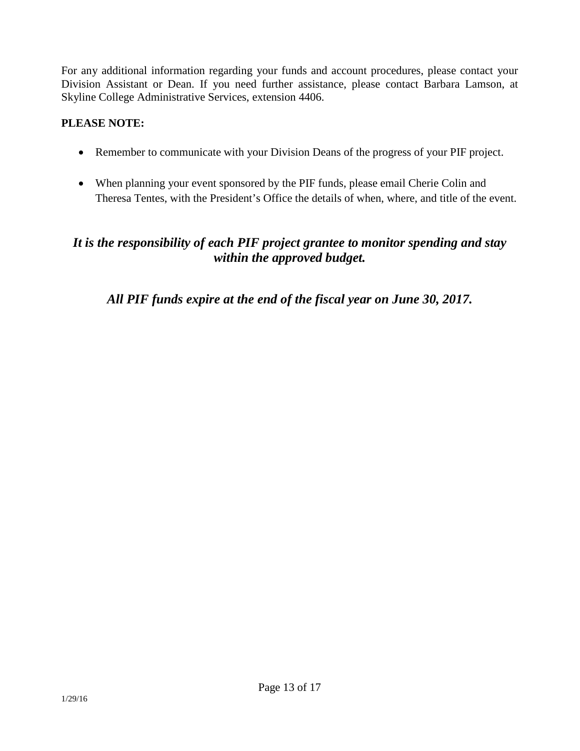For any additional information regarding your funds and account procedures, please contact your Division Assistant or Dean. If you need further assistance, please contact Barbara Lamson, at Skyline College Administrative Services, extension 4406.

**PLEASE NOTE:**

- Remember to communicate with your Division Deans of the progress of your PIF project.
- When planning your event sponsored by the PIF funds, please email Cherie Colin and Theresa Tentes, with the President's Office the details of when, where, and title of the event.

***It is the responsibility of each PIF project grantee to monitor spending and stay within the approved budget.***

***All PIF funds expire at the end of the fiscal year on June 30, 2017.***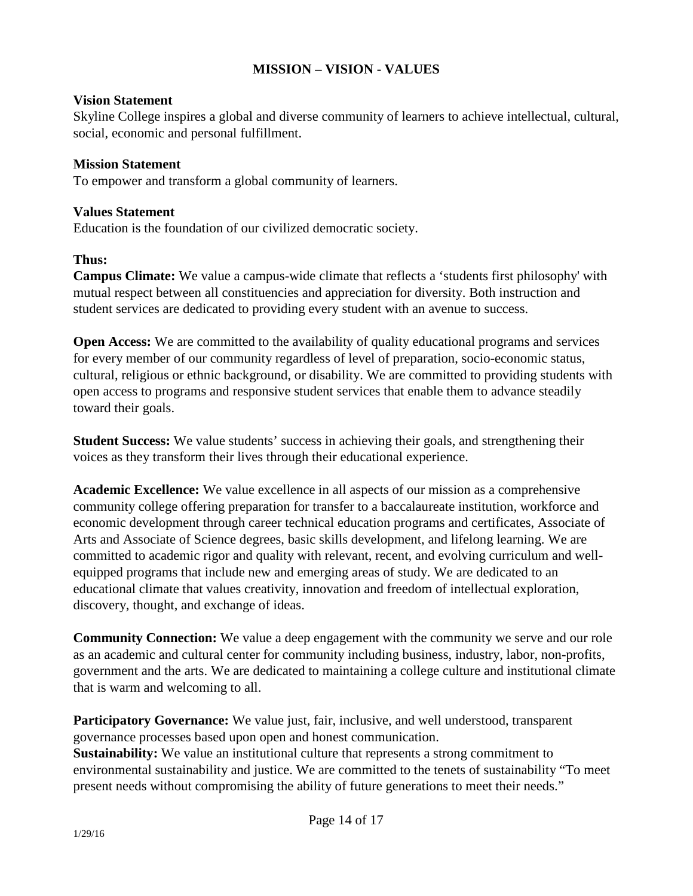# MISSION – VISION - VALUES

**Vision Statement**
Skyline College inspires a global and diverse community of learners to achieve intellectual, cultural, social, economic and personal fulfillment.

**Mission Statement**
To empower and transform a global community of learners.

**Values Statement**
Education is the foundation of our civilized democratic society.

**Thus:**
**Campus Climate:** We value a campus-wide climate that reflects a 'students first philosophy' with mutual respect between all constituencies and appreciation for diversity. Both instruction and student services are dedicated to providing every student with an avenue to success.

**Open Access:** We are committed to the availability of quality educational programs and services for every member of our community regardless of level of preparation, socio-economic status, cultural, religious or ethnic background, or disability. We are committed to providing students with open access to programs and responsive student services that enable them to advance steadily toward their goals.

**Student Success:** We value students' success in achieving their goals, and strengthening their voices as they transform their lives through their educational experience.

**Academic Excellence:** We value excellence in all aspects of our mission as a comprehensive community college offering preparation for transfer to a baccalaureate institution, workforce and economic development through career technical education programs and certificates, Associate of Arts and Associate of Science degrees, basic skills development, and lifelong learning. We are committed to academic rigor and quality with relevant, recent, and evolving curriculum and well-equipped programs that include new and emerging areas of study. We are dedicated to an educational climate that values creativity, innovation and freedom of intellectual exploration, discovery, thought, and exchange of ideas.

**Community Connection:** We value a deep engagement with the community we serve and our role as an academic and cultural center for community including business, industry, labor, non-profits, government and the arts. We are dedicated to maintaining a college culture and institutional climate that is warm and welcoming to all.

**Participatory Governance:** We value just, fair, inclusive, and well understood, transparent governance processes based upon open and honest communication.
**Sustainability:** We value an institutional culture that represents a strong commitment to environmental sustainability and justice. We are committed to the tenets of sustainability "To meet present needs without compromising the ability of future generations to meet their needs."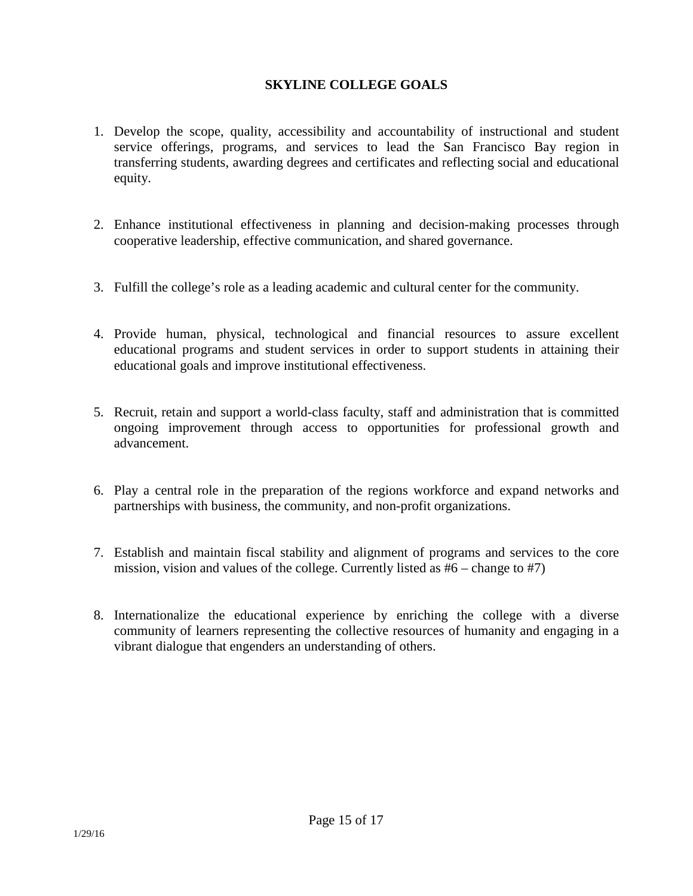# SKYLINE COLLEGE GOALS

1. Develop the scope, quality, accessibility and accountability of instructional and student service offerings, programs, and services to lead the San Francisco Bay region in transferring students, awarding degrees and certificates and reflecting social and educational equity.

2. Enhance institutional effectiveness in planning and decision-making processes through cooperative leadership, effective communication, and shared governance.

3. Fulfill the college's role as a leading academic and cultural center for the community.

4. Provide human, physical, technological and financial resources to assure excellent educational programs and student services in order to support students in attaining their educational goals and improve institutional effectiveness.

5. Recruit, retain and support a world-class faculty, staff and administration that is committed ongoing improvement through access to opportunities for professional growth and advancement.

6. Play a central role in the preparation of the regions workforce and expand networks and partnerships with business, the community, and non-profit organizations.

7. Establish and maintain fiscal stability and alignment of programs and services to the core mission, vision and values of the college. Currently listed as #6 – change to #7)

8. Internationalize the educational experience by enriching the college with a diverse community of learners representing the collective resources of humanity and engaging in a vibrant dialogue that engenders an understanding of others.

1/29/16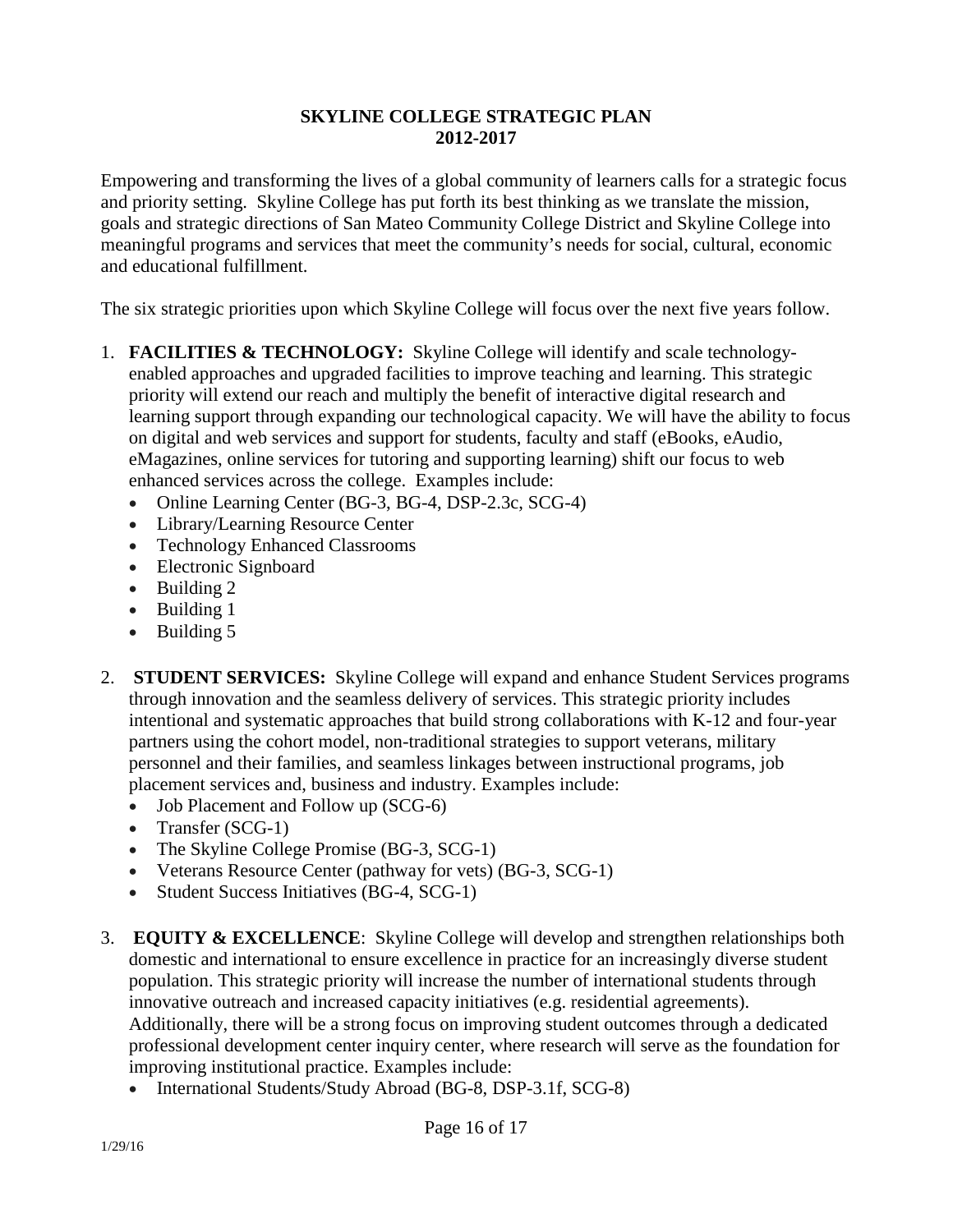# SKYLINE COLLEGE STRATEGIC PLAN
# 2012-2017

Empowering and transforming the lives of a global community of learners calls for a strategic focus and priority setting. Skyline College has put forth its best thinking as we translate the mission, goals and strategic directions of San Mateo Community College District and Skyline College into meaningful programs and services that meet the community's needs for social, cultural, economic and educational fulfillment.

The six strategic priorities upon which Skyline College will focus over the next five years follow.

1. **FACILITIES & TECHNOLOGY:** Skyline College will identify and scale technology-enabled approaches and upgraded facilities to improve teaching and learning. This strategic priority will extend our reach and multiply the benefit of interactive digital research and learning support through expanding our technological capacity. We will have the ability to focus on digital and web services and support for students, faculty and staff (eBooks, eAudio, eMagazines, online services for tutoring and supporting learning) shift our focus to web enhanced services across the college. Examples include:
   - Online Learning Center (BG-3, BG-4, DSP-2.3c, SCG-4)
   - Library/Learning Resource Center
   - Technology Enhanced Classrooms
   - Electronic Signboard
   - Building 2
   - Building 1
   - Building 5

2. **STUDENT SERVICES:** Skyline College will expand and enhance Student Services programs through innovation and the seamless delivery of services. This strategic priority includes intentional and systematic approaches that build strong collaborations with K-12 and four-year partners using the cohort model, non-traditional strategies to support veterans, military personnel and their families, and seamless linkages between instructional programs, job placement services and, business and industry. Examples include:
   - Job Placement and Follow up (SCG-6)
   - Transfer (SCG-1)
   - The Skyline College Promise (BG-3, SCG-1)
   - Veterans Resource Center (pathway for vets) (BG-3, SCG-1)
   - Student Success Initiatives (BG-4, SCG-1)

3. **EQUITY & EXCELLENCE**: Skyline College will develop and strengthen relationships both domestic and international to ensure excellence in practice for an increasingly diverse student population. This strategic priority will increase the number of international students through innovative outreach and increased capacity initiatives (e.g. residential agreements). Additionally, there will be a strong focus on improving student outcomes through a dedicated professional development center inquiry center, where research will serve as the foundation for improving institutional practice. Examples include:
   - International Students/Study Abroad (BG-8, DSP-3.1f, SCG-8)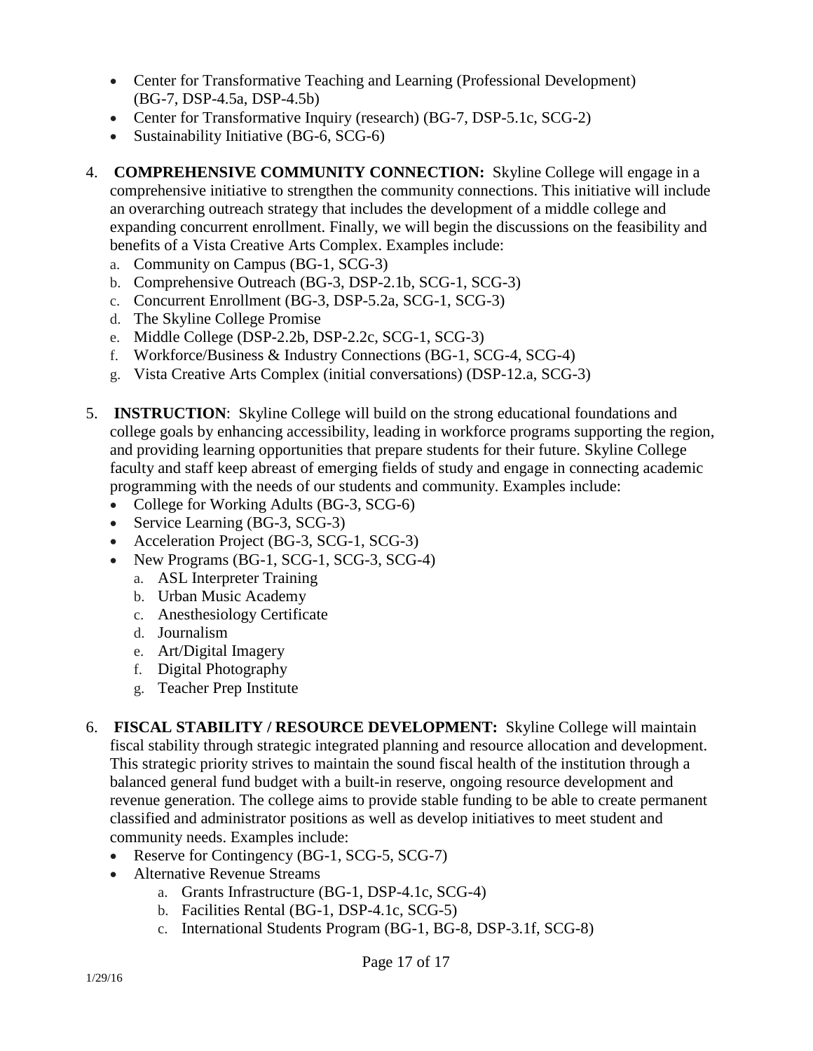- Center for Transformative Teaching and Learning (Professional Development) (BG-7, DSP-4.5a, DSP-4.5b)
- Center for Transformative Inquiry (research) (BG-7, DSP-5.1c, SCG-2)
- Sustainability Initiative (BG-6, SCG-6)

4. **COMPREHENSIVE COMMUNITY CONNECTION:** Skyline College will engage in a comprehensive initiative to strengthen the community connections. This initiative will include an overarching outreach strategy that includes the development of a middle college and expanding concurrent enrollment. Finally, we will begin the discussions on the feasibility and benefits of a Vista Creative Arts Complex. Examples include:
   a. Community on Campus (BG-1, SCG-3)
   b. Comprehensive Outreach (BG-3, DSP-2.1b, SCG-1, SCG-3)
   c. Concurrent Enrollment (BG-3, DSP-5.2a, SCG-1, SCG-3)
   d. The Skyline College Promise
   e. Middle College (DSP-2.2b, DSP-2.2c, SCG-1, SCG-3)
   f. Workforce/Business & Industry Connections (BG-1, SCG-4, SCG-4)
   g. Vista Creative Arts Complex (initial conversations) (DSP-12.a, SCG-3)

5. **INSTRUCTION**: Skyline College will build on the strong educational foundations and college goals by enhancing accessibility, leading in workforce programs supporting the region, and providing learning opportunities that prepare students for their future. Skyline College faculty and staff keep abreast of emerging fields of study and engage in connecting academic programming with the needs of our students and community. Examples include:
   - College for Working Adults (BG-3, SCG-6)
   - Service Learning (BG-3, SCG-3)
   - Acceleration Project (BG-3, SCG-1, SCG-3)
   - New Programs (BG-1, SCG-1, SCG-3, SCG-4)
     a. ASL Interpreter Training
     b. Urban Music Academy
     c. Anesthesiology Certificate
     d. Journalism
     e. Art/Digital Imagery
     f. Digital Photography
     g. Teacher Prep Institute

6. **FISCAL STABILITY / RESOURCE DEVELOPMENT:** Skyline College will maintain fiscal stability through strategic integrated planning and resource allocation and development. This strategic priority strives to maintain the sound fiscal health of the institution through a balanced general fund budget with a built-in reserve, ongoing resource development and revenue generation. The college aims to provide stable funding to be able to create permanent classified and administrator positions as well as develop initiatives to meet student and community needs. Examples include:
   - Reserve for Contingency (BG-1, SCG-5, SCG-7)
   - Alternative Revenue Streams
     a. Grants Infrastructure (BG-1, DSP-4.1c, SCG-4)
     b. Facilities Rental (BG-1, DSP-4.1c, SCG-5)
     c. International Students Program (BG-1, BG-8, DSP-3.1f, SCG-8)

1/29/16